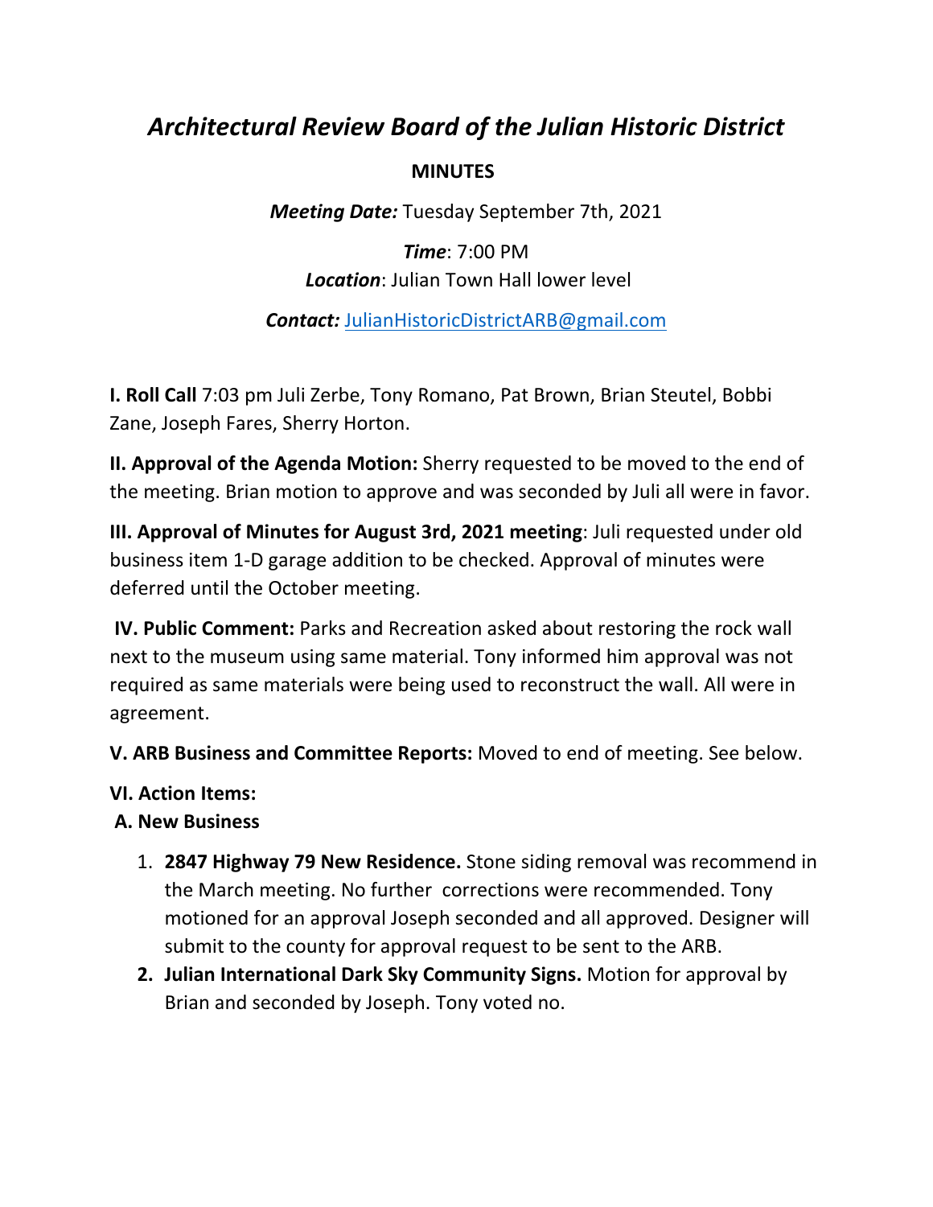# *Architectural Review Board of the Julian Historic District*

**MINUTES**

***Meeting Date:*** Tuesday September 7th, 2021

***Time***: 7:00 PM

***Location***: Julian Town Hall lower level

***Contact:*** JulianHistoricDistrictARB@gmail.com

**I. Roll Call** 7:03 pm Juli Zerbe, Tony Romano, Pat Brown, Brian Steutel, Bobbi Zane, Joseph Fares, Sherry Horton.

**II. Approval of the Agenda Motion:** Sherry requested to be moved to the end of the meeting. Brian motion to approve and was seconded by Juli all were in favor.

**III. Approval of Minutes for August 3rd, 2021 meeting**: Juli requested under old business item 1-D garage addition to be checked. Approval of minutes were deferred until the October meeting.

**IV. Public Comment:** Parks and Recreation asked about restoring the rock wall next to the museum using same material. Tony informed him approval was not required as same materials were being used to reconstruct the wall. All were in agreement.

**V. ARB Business and Committee Reports:** Moved to end of meeting. See below.

**VI. Action Items:**

**A. New Business**

1. **2847 Highway 79 New Residence.** Stone siding removal was recommend in the March meeting. No further corrections were recommended. Tony motioned for an approval Joseph seconded and all approved. Designer will submit to the county for approval request to be sent to the ARB.
2. **Julian International Dark Sky Community Signs.** Motion for approval by Brian and seconded by Joseph. Tony voted no.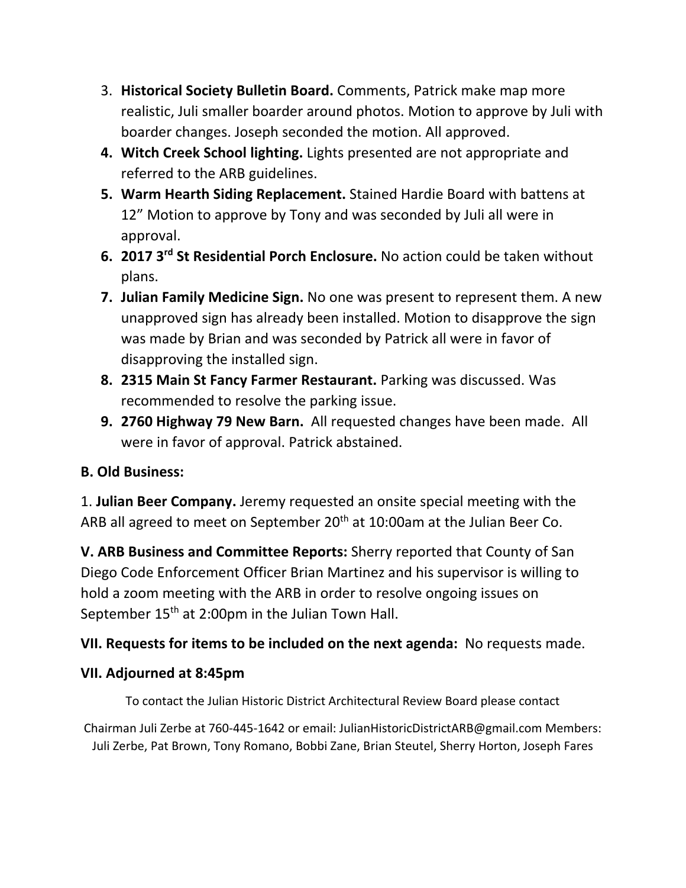3. **Historical Society Bulletin Board.** Comments, Patrick make map more realistic, Juli smaller boarder around photos. Motion to approve by Juli with boarder changes. Joseph seconded the motion. All approved.
4. **Witch Creek School lighting.** Lights presented are not appropriate and referred to the ARB guidelines.
5. **Warm Hearth Siding Replacement.** Stained Hardie Board with battens at 12" Motion to approve by Tony and was seconded by Juli all were in approval.
6. **2017 3rd St Residential Porch Enclosure.** No action could be taken without plans.
7. **Julian Family Medicine Sign.** No one was present to represent them. A new unapproved sign has already been installed. Motion to disapprove the sign was made by Brian and was seconded by Patrick all were in favor of disapproving the installed sign.
8. **2315 Main St Fancy Farmer Restaurant.** Parking was discussed. Was recommended to resolve the parking issue.
9. **2760 Highway 79 New Barn.** All requested changes have been made. All were in favor of approval. Patrick abstained.

**B. Old Business:**

1. **Julian Beer Company.** Jeremy requested an onsite special meeting with the ARB all agreed to meet on September 20th at 10:00am at the Julian Beer Co.

**V. ARB Business and Committee Reports:** Sherry reported that County of San Diego Code Enforcement Officer Brian Martinez and his supervisor is willing to hold a zoom meeting with the ARB in order to resolve ongoing issues on September 15th at 2:00pm in the Julian Town Hall.

**VII. Requests for items to be included on the next agenda:** No requests made.

**VII. Adjourned at 8:45pm**

To contact the Julian Historic District Architectural Review Board please contact

Chairman Juli Zerbe at 760-445-1642 or email: JulianHistoricDistrictARB@gmail.com Members: Juli Zerbe, Pat Brown, Tony Romano, Bobbi Zane, Brian Steutel, Sherry Horton, Joseph Fares